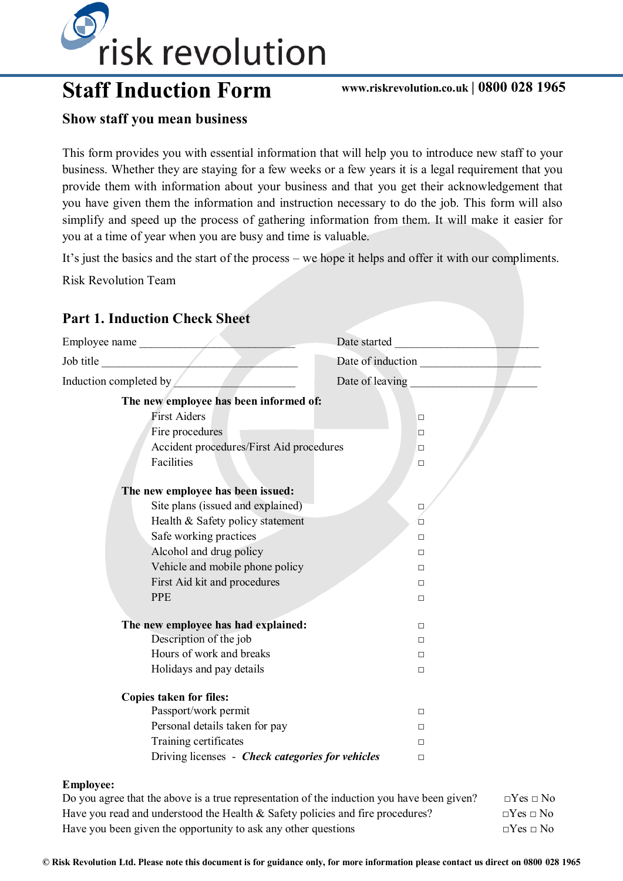risk revolution

# Staff Induction Form

**www.riskrevolution.co.uk | 0800 028 1965**

### Show staff you mean business

This form provides you with essential information that will help you to introduce new staff to your business. Whether they are staying for a few weeks or a few years it is a legal requirement that you provide them with information about your business and that you get their acknowledgement that you have given them the information and instruction necessary to do the job. This form will also simplify and speed up the process of gathering information from them. It will make it easier for you at a time of year when you are busy and time is valuable.

It's just the basics and the start of the process – we hope it helps and offer it with our compliments.

Risk Revolution Team

## Part 1. Induction Check Sheet

Employee name ____________________________ Date started __________________________

Job title _______________________________________ Date of induction ______________________

Induction completed by ______________________ Date of leaving _______________________

**The new employee has been informed of:**

- First Aiders □
- Fire procedures □
- Accident procedures/First Aid procedures □
- Facilities □

**The new employee has been issued:**

- Site plans (issued and explained) □
- Health & Safety policy statement □
- Safe working practices □
- Alcohol and drug policy □
- Vehicle and mobile phone policy □
- First Aid kit and procedures □
- PPE □

**The new employee has had explained:** □

- Description of the job □
- Hours of work and breaks □
- Holidays and pay details □

**Copies taken for files:**

- Passport/work permit □
- Personal details taken for pay □
- Training certificates □
- Driving licenses - ***Check categories for vehicles*** □

**Employee:**

Do you agree that the above is a true representation of the induction you have been given? □Yes □ No

Have you read and understood the Health & Safety policies and fire procedures? □Yes □ No

Have you been given the opportunity to ask any other questions □Yes □ No

**© Risk Revolution Ltd. Please note this document is for guidance only, for more information please contact us direct on 0800 028 1965**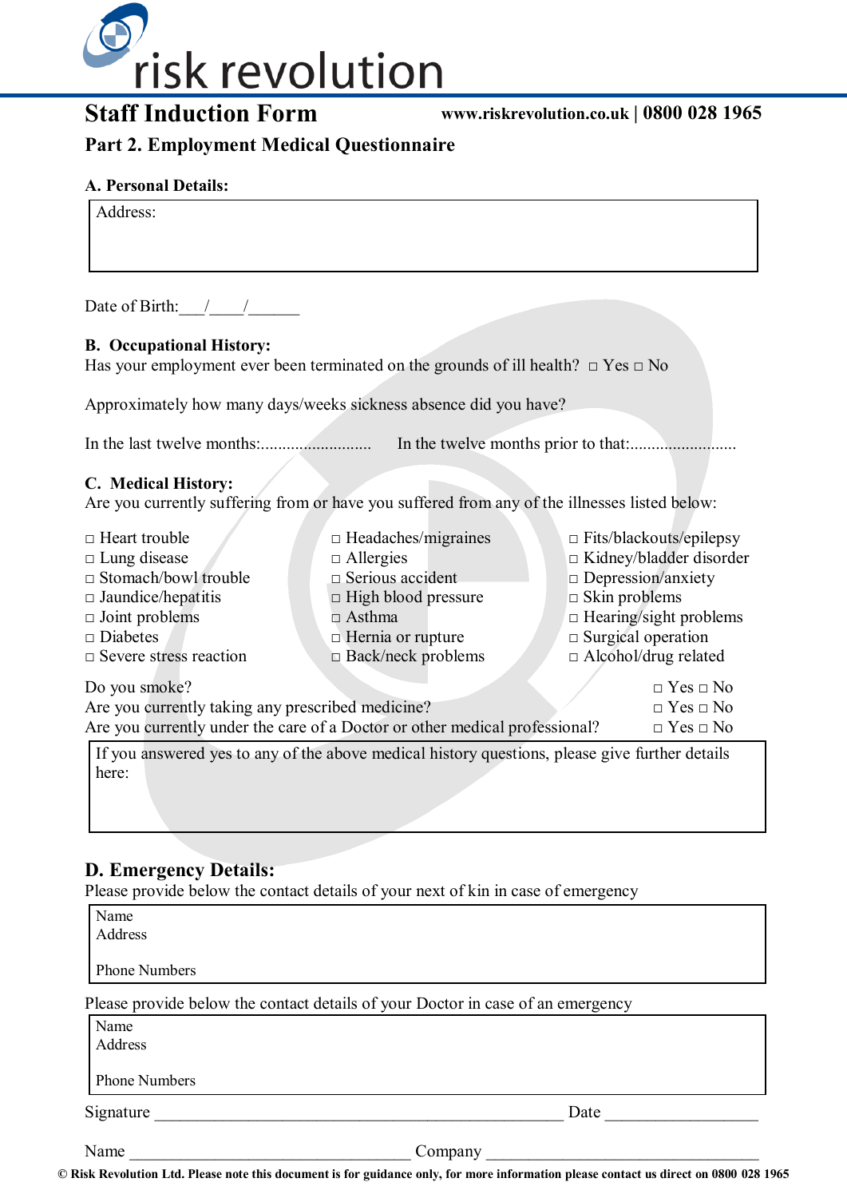risk revolution

# Staff Induction Form

www.riskrevolution.co.uk | 0800 028 1965

## Part 2. Employment Medical Questionnaire

### A. Personal Details:

Address:

Date of Birth:___/____/______

### B. Occupational History:

Has your employment ever been terminated on the grounds of ill health? □ Yes □ No

Approximately how many days/weeks sickness absence did you have?

In the last twelve months:.......................... In the twelve months prior to that:.........................

### C. Medical History:

Are you currently suffering from or have you suffered from any of the illnesses listed below:

□ Heart trouble
□ Lung disease
□ Stomach/bowl trouble
□ Jaundice/hepatitis
□ Joint problems
□ Diabetes
□ Severe stress reaction
□ Headaches/migraines
□ Allergies
□ Serious accident
□ High blood pressure
□ Asthma
□ Hernia or rupture
□ Back/neck problems
□ Fits/blackouts/epilepsy
□ Kidney/bladder disorder
□ Depression/anxiety
□ Skin problems
□ Hearing/sight problems
□ Surgical operation
□ Alcohol/drug related

Do you smoke? □ Yes □ No
Are you currently taking any prescribed medicine? □ Yes □ No
Are you currently under the care of a Doctor or other medical professional? □ Yes □ No

If you answered yes to any of the above medical history questions, please give further details here:

### D. Emergency Details:

Please provide below the contact details of your next of kin in case of emergency

Name
Address

Phone Numbers

Please provide below the contact details of your Doctor in case of an emergency

Name
Address

Phone Numbers

Signature ______________________________________________ Date __________________

Name ________________________________ Company ________________________________

© Risk Revolution Ltd. Please note this document is for guidance only, for more information please contact us direct on 0800 028 1965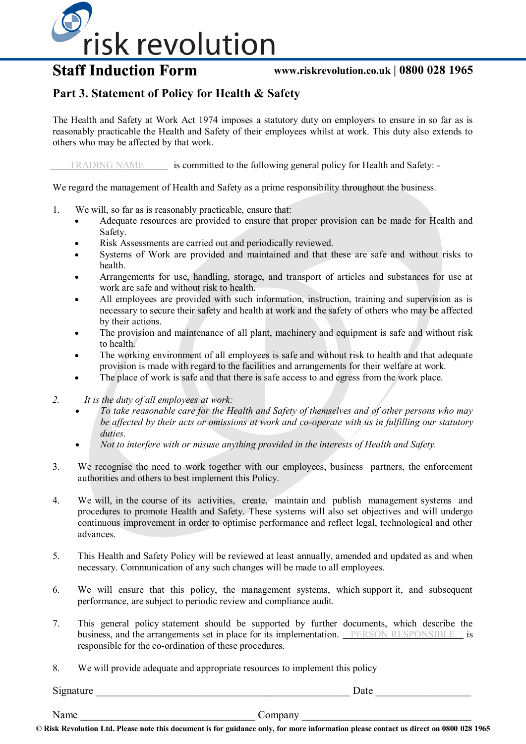# Staff Induction Form

## Part 3. Statement of Policy for Health & Safety

The Health and Safety at Work Act 1974 imposes a statutory duty on employers to ensure in so far as is reasonably practicable the Health and Safety of their employees whilst at work. This duty also extends to others who may be affected by that work.

TRADING NAME is committed to the following general policy for Health and Safety: -

We regard the management of Health and Safety as a prime responsibility throughout the business.

1. We will, so far as is reasonably practicable, ensure that:
    - Adequate resources are provided to ensure that proper provision can be made for Health and Safety.
    - Risk Assessments are carried out and periodically reviewed.
    - Systems of Work are provided and maintained and that these are safe and without risks to health.
    - Arrangements for use, handling, storage, and transport of articles and substances for use at work are safe and without risk to health.
    - All employees are provided with such information, instruction, training and supervision as is necessary to secure their safety and health at work and the safety of others who may be affected by their actions.
    - The provision and maintenance of all plant, machinery and equipment is safe and without risk to health.
    - The working environment of all employees is safe and without risk to health and that adequate provision is made with regard to the facilities and arrangements for their welfare at work.
    - The place of work is safe and that there is safe access to and egress from the work place.

2. *It is the duty of all employees at work:*
    - *To take reasonable care for the Health and Safety of themselves and of other persons who may be affected by their acts or omissions at work and co-operate with us in fulfilling our statutory duties.*
    - *Not to interfere with or misuse anything provided in the interests of Health and Safety.*

3. We recognise the need to work together with our employees, business partners, the enforcement authorities and others to best implement this Policy.

4. We will, in the course of its activities, create, maintain and publish management systems and procedures to promote Health and Safety. These systems will also set objectives and will undergo continuous improvement in order to optimise performance and reflect legal, technological and other advances.

5. This Health and Safety Policy will be reviewed at least annually, amended and updated as and when necessary. Communication of any such changes will be made to all employees.

6. We will ensure that this policy, the management systems, which support it, and subsequent performance, are subject to periodic review and compliance audit.

7. This general policy statement should be supported by further documents, which describe the business, and the arrangements set in place for its implementation. PERSON RESPONSIBLE is responsible for the co-ordination of these procedures.

8. We will provide adequate and appropriate resources to implement this policy

Signature ______________________________ Date ________________

Name ______________________________ Company ______________________________

© Risk Revolution Ltd. Please note this document is for guidance only, for more information please contact us direct on 0800 028 1965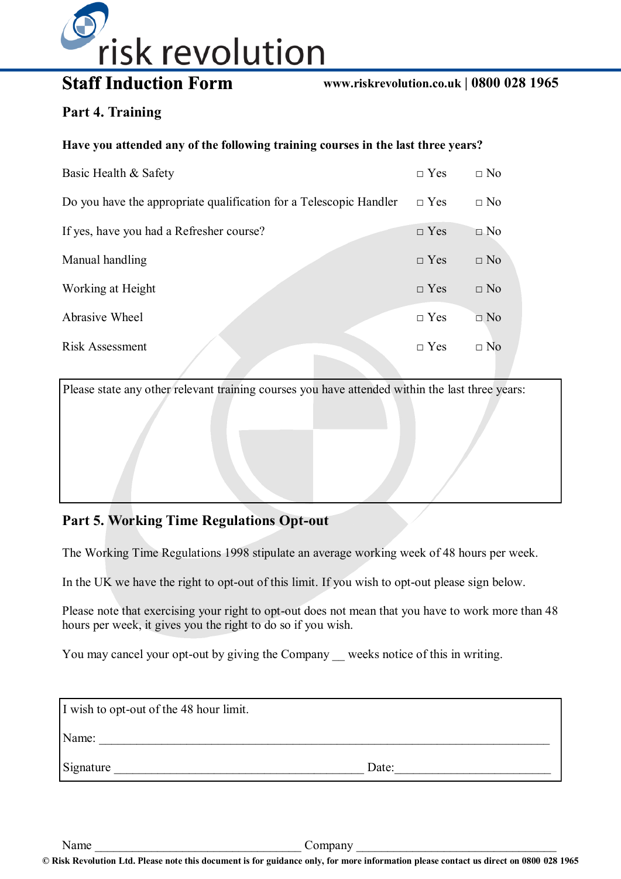# Staff Induction Form

www.riskrevolution.co.uk | 0800 028 1965

## Part 4. Training

**Have you attended any of the following training courses in the last three years?**

| | | |
|---|---|---|
| Basic Health & Safety | □ Yes | □ No |
| Do you have the appropriate qualification for a Telescopic Handler | □ Yes | □ No |
| If yes, have you had a Refresher course? | □ Yes | □ No |
| Manual handling | □ Yes | □ No |
| Working at Height | □ Yes | □ No |
| Abrasive Wheel | □ Yes | □ No |
| Risk Assessment | □ Yes | □ No |

Please state any other relevant training courses you have attended within the last three years:

## Part 5. Working Time Regulations Opt-out

The Working Time Regulations 1998 stipulate an average working week of 48 hours per week.

In the UK we have the right to opt-out of this limit. If you wish to opt-out please sign below.

Please note that exercising your right to opt-out does not mean that you have to work more than 48 hours per week, it gives you the right to do so if you wish.

You may cancel your opt-out by giving the Company __ weeks notice of this in writing.

I wish to opt-out of the 48 hour limit.

Name: ___________________________________________________________________________

Signature _________________________________________ Date:_________________________

Name __________________________________ Company __________________________________

**© Risk Revolution Ltd. Please note this document is for guidance only, for more information please contact us direct on 0800 028 1965**